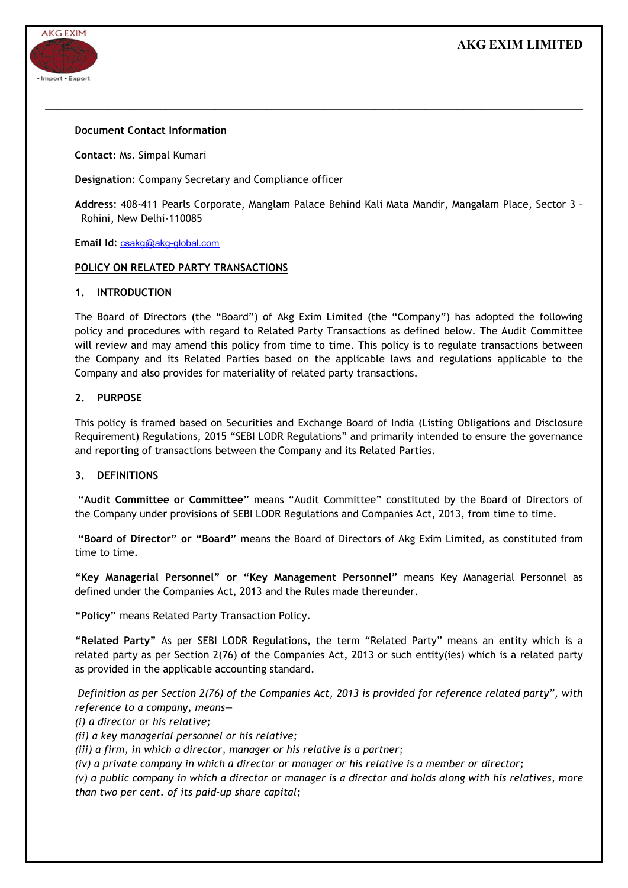**Document Contact Information**

**Contact**: Ms. Simpal Kumari

**Designation**: Company Secretary and Compliance officer

**Address**: 408-411 Pearls Corporate, Manglam Palace Behind Kali Mata Mandir, Mangalam Place, Sector 3 – Rohini, New Delhi-110085

**Email Id**: csakg@akg-global.com

## POLICY ON RELATED PARTY TRANSACTIONS

### 1. INTRODUCTION

The Board of Directors (the "Board") of Akg Exim Limited (the "Company") has adopted the following policy and procedures with regard to Related Party Transactions as defined below. The Audit Committee will review and may amend this policy from time to time. This policy is to regulate transactions between the Company and its Related Parties based on the applicable laws and regulations applicable to the Company and also provides for materiality of related party transactions.

### 2. PURPOSE

This policy is framed based on Securities and Exchange Board of India (Listing Obligations and Disclosure Requirement) Regulations, 2015 "SEBI LODR Regulations" and primarily intended to ensure the governance and reporting of transactions between the Company and its Related Parties.

### 3. DEFINITIONS

**"Audit Committee or Committee"** means "Audit Committee" constituted by the Board of Directors of the Company under provisions of SEBI LODR Regulations and Companies Act, 2013, from time to time.

**"Board of Director" or "Board"** means the Board of Directors of Akg Exim Limited, as constituted from time to time.

**"Key Managerial Personnel" or "Key Management Personnel"** means Key Managerial Personnel as defined under the Companies Act, 2013 and the Rules made thereunder.

**"Policy"** means Related Party Transaction Policy.

**"Related Party"** As per SEBI LODR Regulations, the term "Related Party" means an entity which is a related party as per Section 2(76) of the Companies Act, 2013 or such entity(ies) which is a related party as provided in the applicable accounting standard.

*Definition as per Section 2(76) of the Companies Act, 2013 is provided for reference related party", with reference to a company, means—*
*(i) a director or his relative;*
*(ii) a key managerial personnel or his relative;*
*(iii) a firm, in which a director, manager or his relative is a partner;*
*(iv) a private company in which a director or manager or his relative is a member or director;*
*(v) a public company in which a director or manager is a director and holds along with his relatives, more than two per cent. of its paid-up share capital;*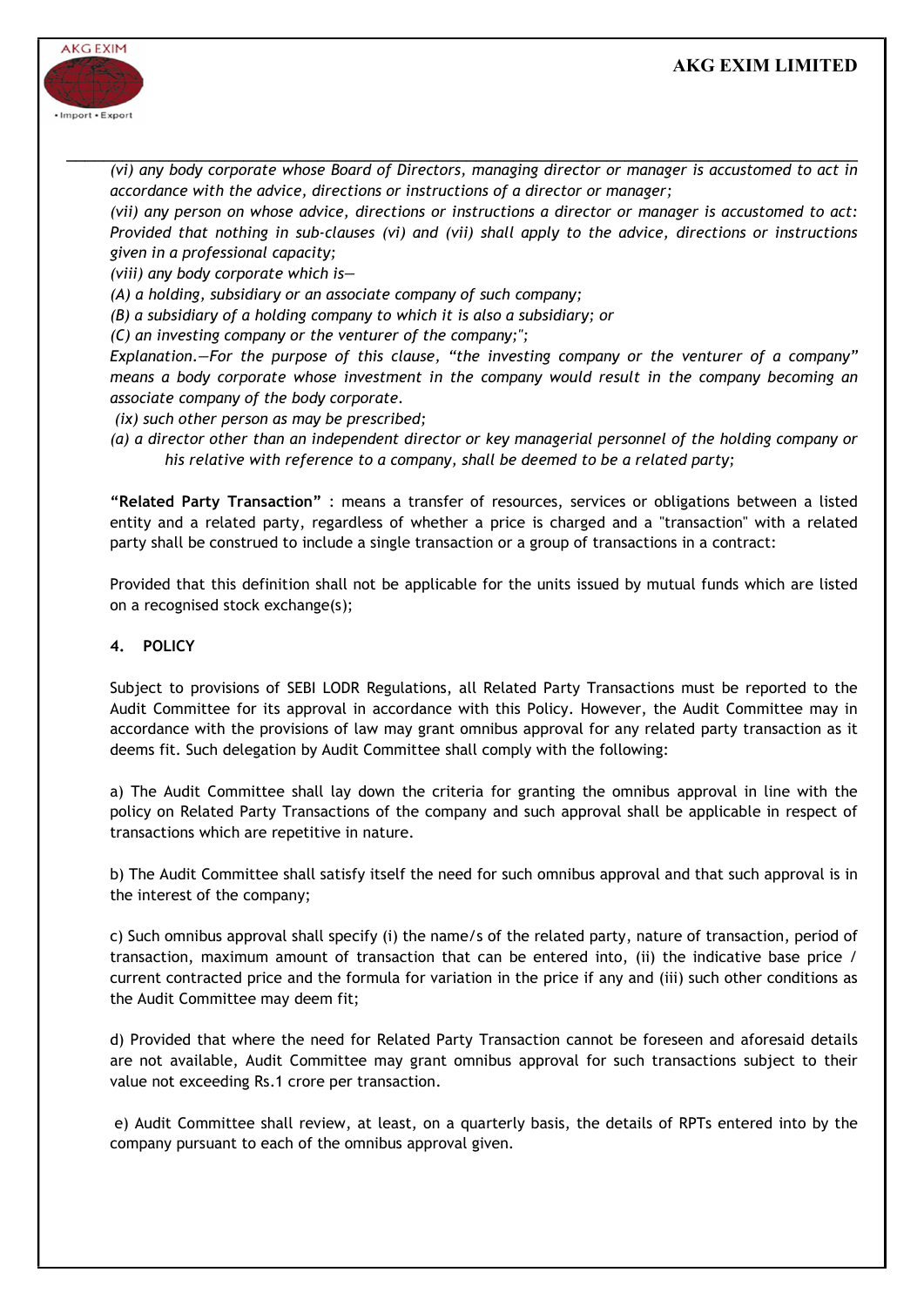*(vi) any body corporate whose Board of Directors, managing director or manager is accustomed to act in accordance with the advice, directions or instructions of a director or manager;*

*(vii) any person on whose advice, directions or instructions a director or manager is accustomed to act: Provided that nothing in sub-clauses (vi) and (vii) shall apply to the advice, directions or instructions given in a professional capacity;*

*(viii) any body corporate which is—*

*(A) a holding, subsidiary or an associate company of such company;*

*(B) a subsidiary of a holding company to which it is also a subsidiary; or*

*(C) an investing company or the venturer of the company;";*

*Explanation.—For the purpose of this clause, "the investing company or the venturer of a company" means a body corporate whose investment in the company would result in the company becoming an associate company of the body corporate.*

*(ix) such other person as may be prescribed;*

*(a) a director other than an independent director or key managerial personnel of the holding company or his relative with reference to a company, shall be deemed to be a related party;*

**"Related Party Transaction"** : means a transfer of resources, services or obligations between a listed entity and a related party, regardless of whether a price is charged and a "transaction" with a related party shall be construed to include a single transaction or a group of transactions in a contract:

Provided that this definition shall not be applicable for the units issued by mutual funds which are listed on a recognised stock exchange(s);

## 4. POLICY

Subject to provisions of SEBI LODR Regulations, all Related Party Transactions must be reported to the Audit Committee for its approval in accordance with this Policy. However, the Audit Committee may in accordance with the provisions of law may grant omnibus approval for any related party transaction as it deems fit. Such delegation by Audit Committee shall comply with the following:

a) The Audit Committee shall lay down the criteria for granting the omnibus approval in line with the policy on Related Party Transactions of the company and such approval shall be applicable in respect of transactions which are repetitive in nature.

b) The Audit Committee shall satisfy itself the need for such omnibus approval and that such approval is in the interest of the company;

c) Such omnibus approval shall specify (i) the name/s of the related party, nature of transaction, period of transaction, maximum amount of transaction that can be entered into, (ii) the indicative base price / current contracted price and the formula for variation in the price if any and (iii) such other conditions as the Audit Committee may deem fit;

d) Provided that where the need for Related Party Transaction cannot be foreseen and aforesaid details are not available, Audit Committee may grant omnibus approval for such transactions subject to their value not exceeding Rs.1 crore per transaction.

e) Audit Committee shall review, at least, on a quarterly basis, the details of RPTs entered into by the company pursuant to each of the omnibus approval given.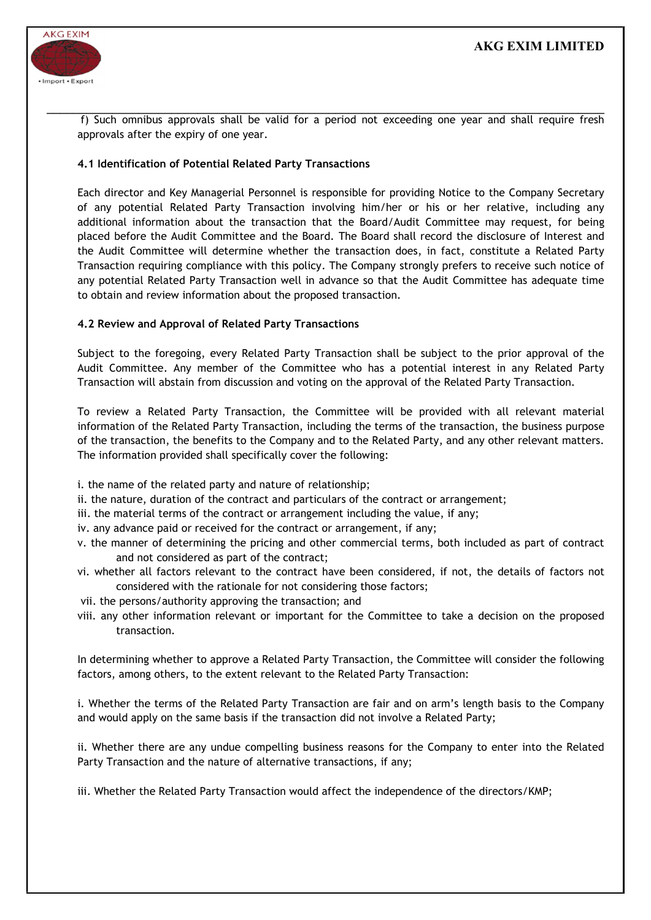f) Such omnibus approvals shall be valid for a period not exceeding one year and shall require fresh approvals after the expiry of one year.

**4.1 Identification of Potential Related Party Transactions**

Each director and Key Managerial Personnel is responsible for providing Notice to the Company Secretary of any potential Related Party Transaction involving him/her or his or her relative, including any additional information about the transaction that the Board/Audit Committee may request, for being placed before the Audit Committee and the Board. The Board shall record the disclosure of Interest and the Audit Committee will determine whether the transaction does, in fact, constitute a Related Party Transaction requiring compliance with this policy. The Company strongly prefers to receive such notice of any potential Related Party Transaction well in advance so that the Audit Committee has adequate time to obtain and review information about the proposed transaction.

**4.2 Review and Approval of Related Party Transactions**

Subject to the foregoing, every Related Party Transaction shall be subject to the prior approval of the Audit Committee. Any member of the Committee who has a potential interest in any Related Party Transaction will abstain from discussion and voting on the approval of the Related Party Transaction.

To review a Related Party Transaction, the Committee will be provided with all relevant material information of the Related Party Transaction, including the terms of the transaction, the business purpose of the transaction, the benefits to the Company and to the Related Party, and any other relevant matters. The information provided shall specifically cover the following:

i. the name of the related party and nature of relationship;
ii. the nature, duration of the contract and particulars of the contract or arrangement;
iii. the material terms of the contract or arrangement including the value, if any;
iv. any advance paid or received for the contract or arrangement, if any;
v. the manner of determining the pricing and other commercial terms, both included as part of contract and not considered as part of the contract;
vi. whether all factors relevant to the contract have been considered, if not, the details of factors not considered with the rationale for not considering those factors;
vii. the persons/authority approving the transaction; and
viii. any other information relevant or important for the Committee to take a decision on the proposed transaction.

In determining whether to approve a Related Party Transaction, the Committee will consider the following factors, among others, to the extent relevant to the Related Party Transaction:

i. Whether the terms of the Related Party Transaction are fair and on arm's length basis to the Company and would apply on the same basis if the transaction did not involve a Related Party;

ii. Whether there are any undue compelling business reasons for the Company to enter into the Related Party Transaction and the nature of alternative transactions, if any;

iii. Whether the Related Party Transaction would affect the independence of the directors/KMP;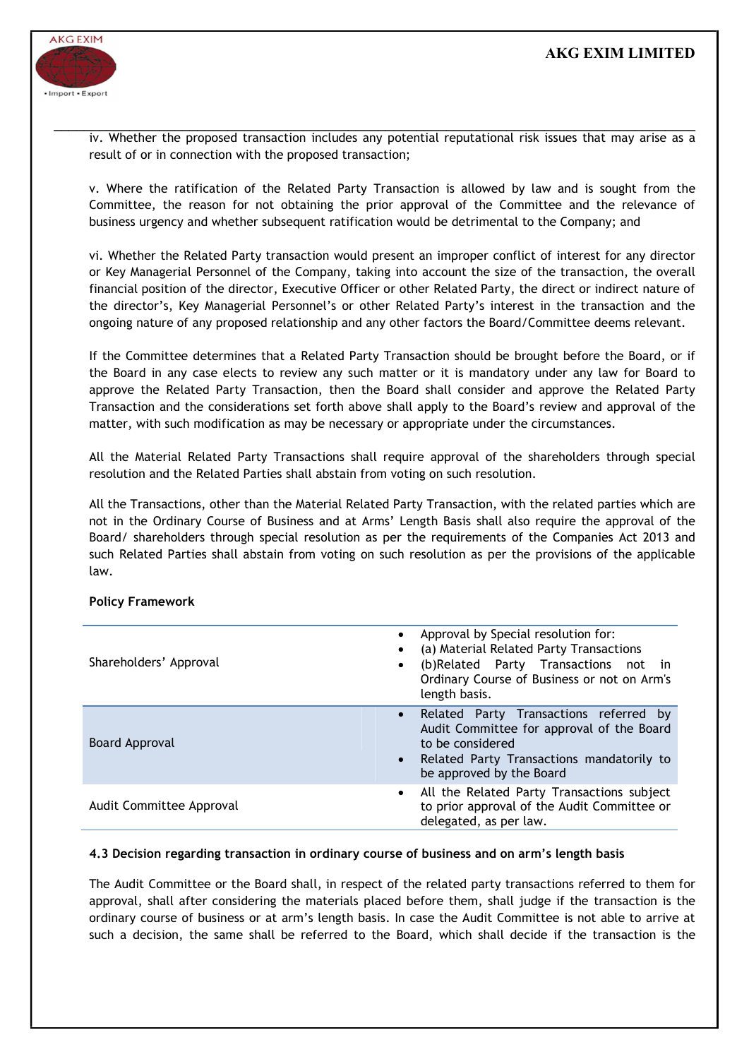iv. Whether the proposed transaction includes any potential reputational risk issues that may arise as a result of or in connection with the proposed transaction;

v. Where the ratification of the Related Party Transaction is allowed by law and is sought from the Committee, the reason for not obtaining the prior approval of the Committee and the relevance of business urgency and whether subsequent ratification would be detrimental to the Company; and

vi. Whether the Related Party transaction would present an improper conflict of interest for any director or Key Managerial Personnel of the Company, taking into account the size of the transaction, the overall financial position of the director, Executive Officer or other Related Party, the direct or indirect nature of the director's, Key Managerial Personnel's or other Related Party's interest in the transaction and the ongoing nature of any proposed relationship and any other factors the Board/Committee deems relevant.

If the Committee determines that a Related Party Transaction should be brought before the Board, or if the Board in any case elects to review any such matter or it is mandatory under any law for Board to approve the Related Party Transaction, then the Board shall consider and approve the Related Party Transaction and the considerations set forth above shall apply to the Board's review and approval of the matter, with such modification as may be necessary or appropriate under the circumstances.

All the Material Related Party Transactions shall require approval of the shareholders through special resolution and the Related Parties shall abstain from voting on such resolution.

All the Transactions, other than the Material Related Party Transaction, with the related parties which are not in the Ordinary Course of Business and at Arms' Length Basis shall also require the approval of the Board/ shareholders through special resolution as per the requirements of the Companies Act 2013 and such Related Parties shall abstain from voting on such resolution as per the provisions of the applicable law.

**Policy Framework**

| | |
|---|---|
| Shareholders' Approval | • Approval by Special resolution for:<br>• (a) Material Related Party Transactions<br>• (b)Related Party Transactions not in Ordinary Course of Business or not on Arm's length basis. |
| Board Approval | • Related Party Transactions referred by Audit Committee for approval of the Board to be considered<br>• Related Party Transactions mandatorily to be approved by the Board |
| Audit Committee Approval | • All the Related Party Transactions subject to prior approval of the Audit Committee or delegated, as per law. |

**4.3 Decision regarding transaction in ordinary course of business and on arm's length basis**

The Audit Committee or the Board shall, in respect of the related party transactions referred to them for approval, shall after considering the materials placed before them, shall judge if the transaction is the ordinary course of business or at arm's length basis. In case the Audit Committee is not able to arrive at such a decision, the same shall be referred to the Board, which shall decide if the transaction is the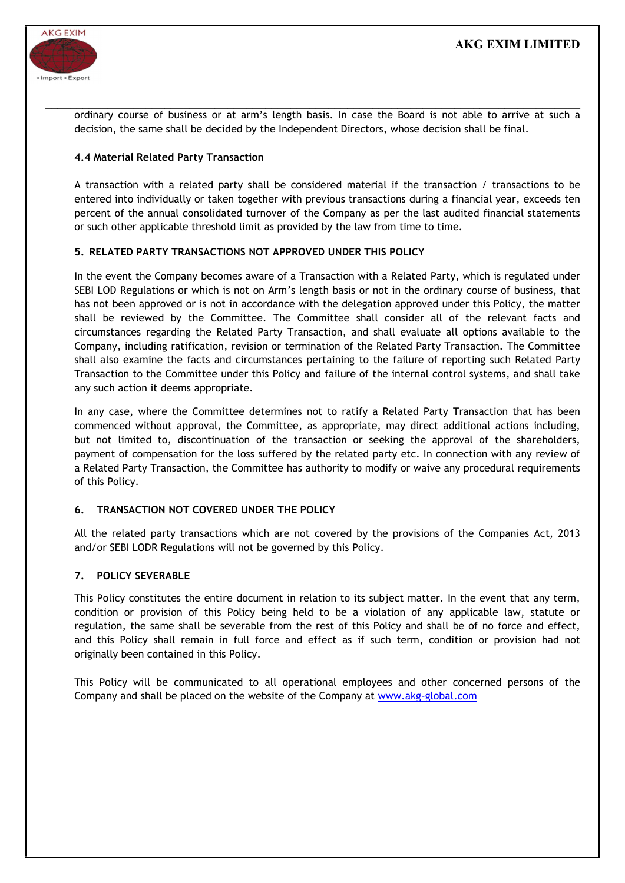ordinary course of business or at arm's length basis. In case the Board is not able to arrive at such a decision, the same shall be decided by the Independent Directors, whose decision shall be final.

### 4.4 Material Related Party Transaction

A transaction with a related party shall be considered material if the transaction / transactions to be entered into individually or taken together with previous transactions during a financial year, exceeds ten percent of the annual consolidated turnover of the Company as per the last audited financial statements or such other applicable threshold limit as provided by the law from time to time.

## 5. RELATED PARTY TRANSACTIONS NOT APPROVED UNDER THIS POLICY

In the event the Company becomes aware of a Transaction with a Related Party, which is regulated under SEBI LOD Regulations or which is not on Arm's length basis or not in the ordinary course of business, that has not been approved or is not in accordance with the delegation approved under this Policy, the matter shall be reviewed by the Committee. The Committee shall consider all of the relevant facts and circumstances regarding the Related Party Transaction, and shall evaluate all options available to the Company, including ratification, revision or termination of the Related Party Transaction. The Committee shall also examine the facts and circumstances pertaining to the failure of reporting such Related Party Transaction to the Committee under this Policy and failure of the internal control systems, and shall take any such action it deems appropriate.

In any case, where the Committee determines not to ratify a Related Party Transaction that has been commenced without approval, the Committee, as appropriate, may direct additional actions including, but not limited to, discontinuation of the transaction or seeking the approval of the shareholders, payment of compensation for the loss suffered by the related party etc. In connection with any review of a Related Party Transaction, the Committee has authority to modify or waive any procedural requirements of this Policy.

## 6. TRANSACTION NOT COVERED UNDER THE POLICY

All the related party transactions which are not covered by the provisions of the Companies Act, 2013 and/or SEBI LODR Regulations will not be governed by this Policy.

## 7. POLICY SEVERABLE

This Policy constitutes the entire document in relation to its subject matter. In the event that any term, condition or provision of this Policy being held to be a violation of any applicable law, statute or regulation, the same shall be severable from the rest of this Policy and shall be of no force and effect, and this Policy shall remain in full force and effect as if such term, condition or provision had not originally been contained in this Policy.

This Policy will be communicated to all operational employees and other concerned persons of the Company and shall be placed on the website of the Company at www.akg-global.com